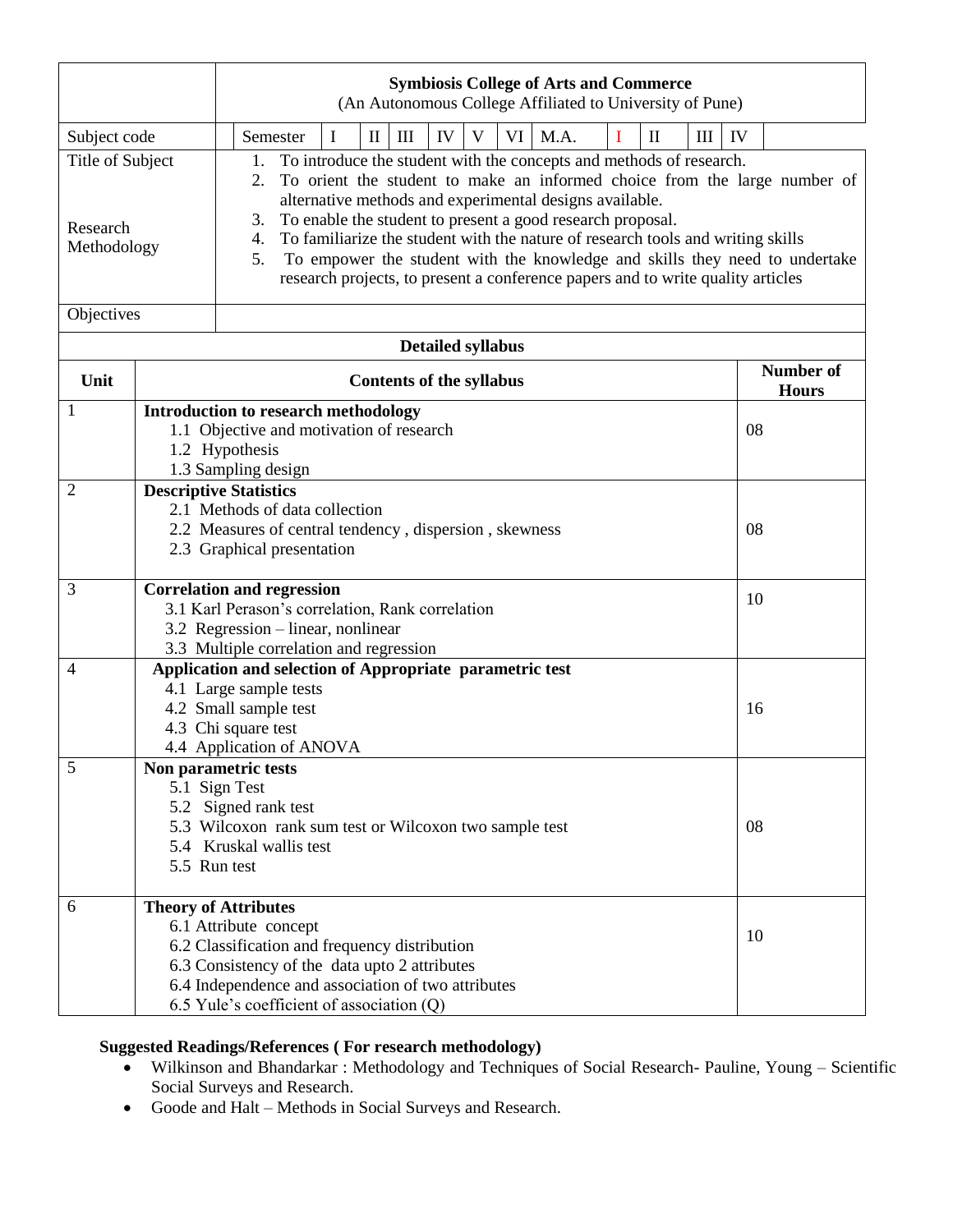| | Symbiosis College of Arts and Commerce<br>(An Autonomous College Affiliated to University of Pune) |
|---|---|
| Subject code | Semester I II III IV V VI M.A. I II III IV |
| Title of Subject<br><br>Research Methodology | 1. To introduce the student with the concepts and methods of research.<br>2. To orient the student to make an informed choice from the large number of alternative methods and experimental designs available.<br>3. To enable the student to present a good research proposal.<br>4. To familiarize the student with the nature of research tools and writing skills<br>5. To empower the student with the knowledge and skills they need to undertake research projects, to present a conference papers and to write quality articles |
| Objectives | |

**Detailed syllabus**

| Unit | Contents of the syllabus | Number of Hours |
|---|---|---|
| 1 | **Introduction to research methodology**<br>1.1 Objective and motivation of research<br>1.2 Hypothesis<br>1.3 Sampling design | 08 |
| 2 | **Descriptive Statistics**<br>2.1 Methods of data collection<br>2.2 Measures of central tendency , dispersion , skewness<br>2.3 Graphical presentation | 08 |
| 3 | **Correlation and regression**<br>3.1 Karl Perason's correlation, Rank correlation<br>3.2 Regression – linear, nonlinear<br>3.3 Multiple correlation and regression | 10 |
| 4 | **Application and selection of Appropriate parametric test**<br>4.1 Large sample tests<br>4.2 Small sample test<br>4.3 Chi square test<br>4.4 Application of ANOVA | 16 |
| 5 | **Non parametric tests**<br>5.1 Sign Test<br>5.2 Signed rank test<br>5.3 Wilcoxon rank sum test or Wilcoxon two sample test<br>5.4 Kruskal wallis test<br>5.5 Run test | 08 |
| 6 | **Theory of Attributes**<br>6.1 Attribute concept<br>6.2 Classification and frequency distribution<br>6.3 Consistency of the data upto 2 attributes<br>6.4 Independence and association of two attributes<br>6.5 Yule's coefficient of association (Q) | 10 |

**Suggested Readings/References ( For research methodology)**

- Wilkinson and Bhandarkar : Methodology and Techniques of Social Research- Pauline, Young – Scientific Social Surveys and Research.
- Goode and Halt – Methods in Social Surveys and Research.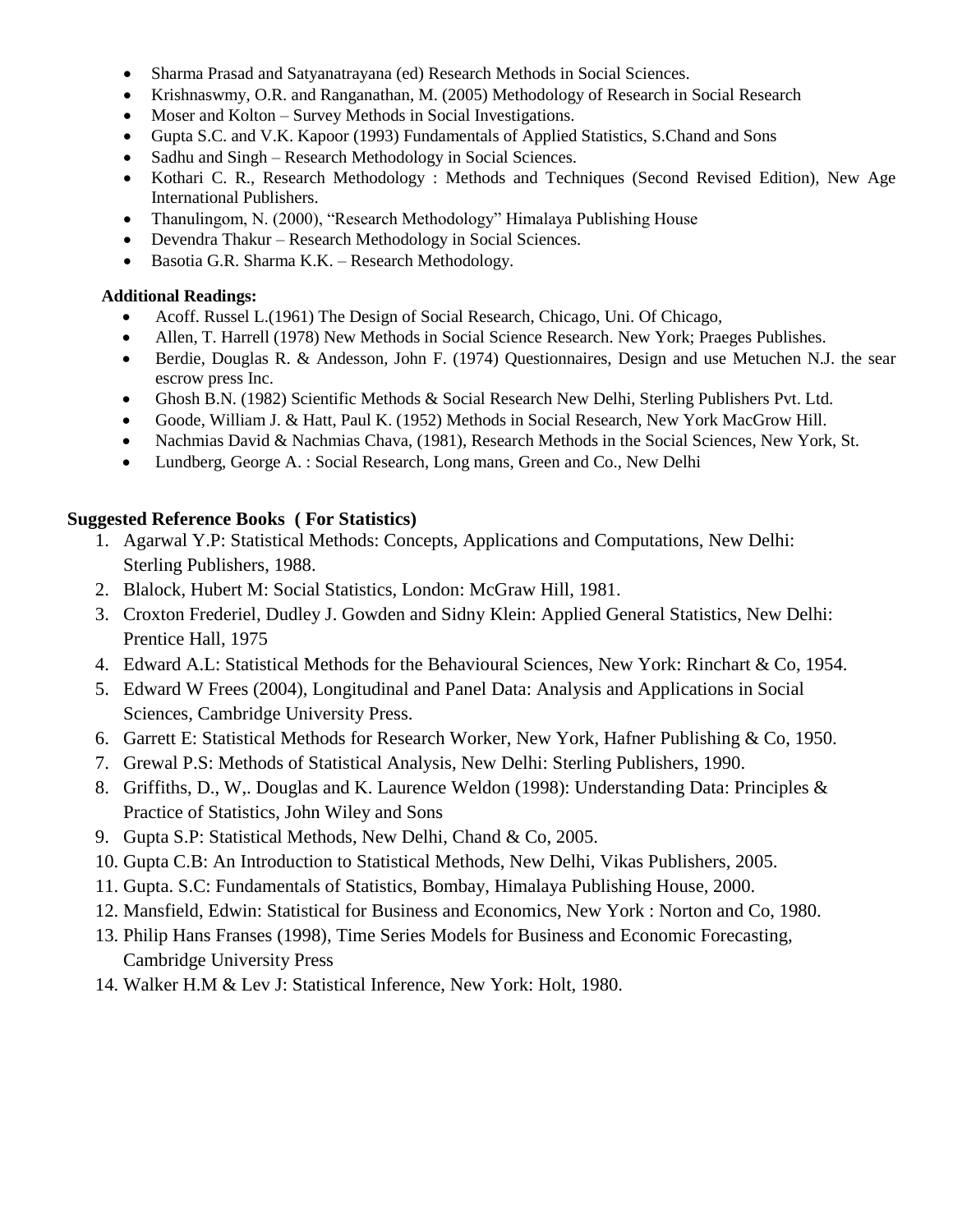- Sharma Prasad and Satyanatrayana (ed) Research Methods in Social Sciences.
- Krishnaswmy, O.R. and Ranganathan, M. (2005) Methodology of Research in Social Research
- Moser and Kolton – Survey Methods in Social Investigations.
- Gupta S.C. and V.K. Kapoor (1993) Fundamentals of Applied Statistics, S.Chand and Sons
- Sadhu and Singh – Research Methodology in Social Sciences.
- Kothari C. R., Research Methodology : Methods and Techniques (Second Revised Edition), New Age International Publishers.
- Thanulingom, N. (2000), "Research Methodology" Himalaya Publishing House
- Devendra Thakur – Research Methodology in Social Sciences.
- Basotia G.R. Sharma K.K. – Research Methodology.

**Additional Readings:**

- Acoff. Russel L.(1961) The Design of Social Research, Chicago, Uni. Of Chicago,
- Allen, T. Harrell (1978) New Methods in Social Science Research. New York; Praeges Publishes.
- Berdie, Douglas R. & Andesson, John F. (1974) Questionnaires, Design and use Metuchen N.J. the sear escrow press Inc.
- Ghosh B.N. (1982) Scientific Methods & Social Research New Delhi, Sterling Publishers Pvt. Ltd.
- Goode, William J. & Hatt, Paul K. (1952) Methods in Social Research, New York MacGrow Hill.
- Nachmias David & Nachmias Chava, (1981), Research Methods in the Social Sciences, New York, St.
- Lundberg, George A. : Social Research, Long mans, Green and Co., New Delhi

**Suggested Reference Books ( For Statistics)**

1. Agarwal Y.P: Statistical Methods: Concepts, Applications and Computations, New Delhi: Sterling Publishers, 1988.
2. Blalock, Hubert M: Social Statistics, London: McGraw Hill, 1981.
3. Croxton Frederiel, Dudley J. Gowden and Sidny Klein: Applied General Statistics, New Delhi: Prentice Hall, 1975
4. Edward A.L: Statistical Methods for the Behavioural Sciences, New York: Rinchart & Co, 1954.
5. Edward W Frees (2004), Longitudinal and Panel Data: Analysis and Applications in Social Sciences, Cambridge University Press.
6. Garrett E: Statistical Methods for Research Worker, New York, Hafner Publishing & Co, 1950.
7. Grewal P.S: Methods of Statistical Analysis, New Delhi: Sterling Publishers, 1990.
8. Griffiths, D., W,. Douglas and K. Laurence Weldon (1998): Understanding Data: Principles & Practice of Statistics, John Wiley and Sons
9. Gupta S.P: Statistical Methods, New Delhi, Chand & Co, 2005.
10. Gupta C.B: An Introduction to Statistical Methods, New Delhi, Vikas Publishers, 2005.
11. Gupta. S.C: Fundamentals of Statistics, Bombay, Himalaya Publishing House, 2000.
12. Mansfield, Edwin: Statistical for Business and Economics, New York : Norton and Co, 1980.
13. Philip Hans Franses (1998), Time Series Models for Business and Economic Forecasting, Cambridge University Press
14. Walker H.M & Lev J: Statistical Inference, New York: Holt, 1980.